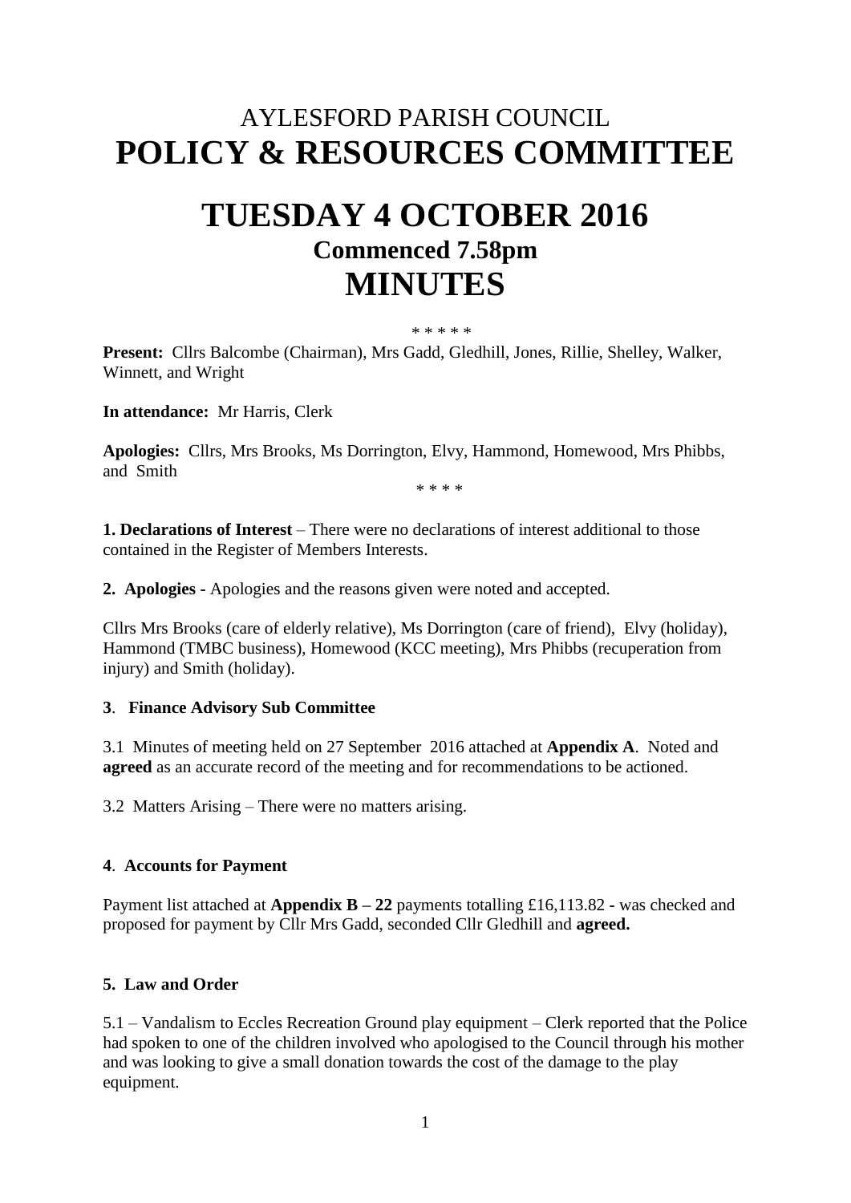# AYLESFORD PARISH COUNCIL
# POLICY & RESOURCES COMMITTEE

# TUESDAY 4 OCTOBER 2016
## Commenced 7.58pm
# MINUTES

\* \* \* \* \*

**Present:** Cllrs Balcombe (Chairman), Mrs Gadd, Gledhill, Jones, Rillie, Shelley, Walker, Winnett, and Wright

**In attendance:** Mr Harris, Clerk

**Apologies:** Cllrs, Mrs Brooks, Ms Dorrington, Elvy, Hammond, Homewood, Mrs Phibbs, and Smith

\* \* \* \*

**1. Declarations of Interest** – There were no declarations of interest additional to those contained in the Register of Members Interests.

**2. Apologies -** Apologies and the reasons given were noted and accepted.

Cllrs Mrs Brooks (care of elderly relative), Ms Dorrington (care of friend), Elvy (holiday), Hammond (TMBC business), Homewood (KCC meeting), Mrs Phibbs (recuperation from injury) and Smith (holiday).

**3. Finance Advisory Sub Committee**

3.1 Minutes of meeting held on 27 September 2016 attached at **Appendix A**. Noted and **agreed** as an accurate record of the meeting and for recommendations to be actioned.

3.2 Matters Arising – There were no matters arising.

**4. Accounts for Payment**

Payment list attached at **Appendix B – 22** payments totalling £16,113.82 **-** was checked and proposed for payment by Cllr Mrs Gadd, seconded Cllr Gledhill and **agreed.**

**5. Law and Order**

5.1 – Vandalism to Eccles Recreation Ground play equipment – Clerk reported that the Police had spoken to one of the children involved who apologised to the Council through his mother and was looking to give a small donation towards the cost of the damage to the play equipment.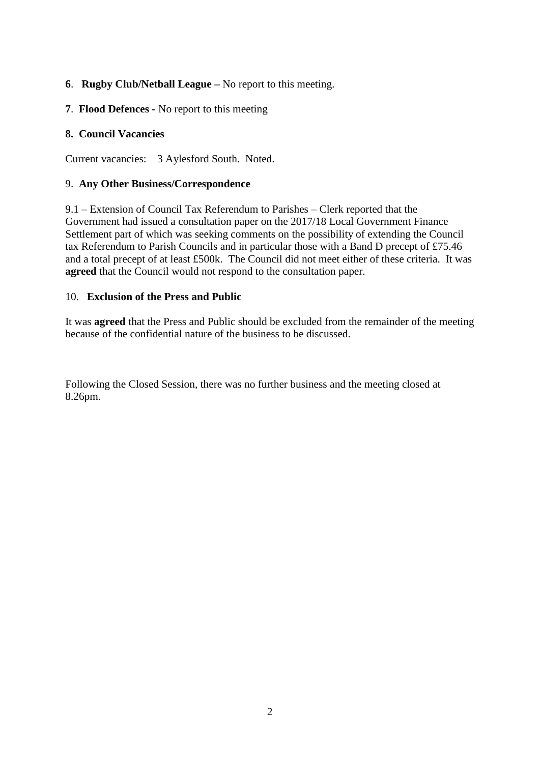**6**. **Rugby Club/Netball League –** No report to this meeting.

**7**. **Flood Defences -** No report to this meeting

**8. Council Vacancies**

Current vacancies: 3 Aylesford South. Noted.

9. **Any Other Business/Correspondence**

9.1 – Extension of Council Tax Referendum to Parishes – Clerk reported that the Government had issued a consultation paper on the 2017/18 Local Government Finance Settlement part of which was seeking comments on the possibility of extending the Council tax Referendum to Parish Councils and in particular those with a Band D precept of £75.46 and a total precept of at least £500k. The Council did not meet either of these criteria. It was **agreed** that the Council would not respond to the consultation paper.

10. **Exclusion of the Press and Public**

It was **agreed** that the Press and Public should be excluded from the remainder of the meeting because of the confidential nature of the business to be discussed.

Following the Closed Session, there was no further business and the meeting closed at 8.26pm.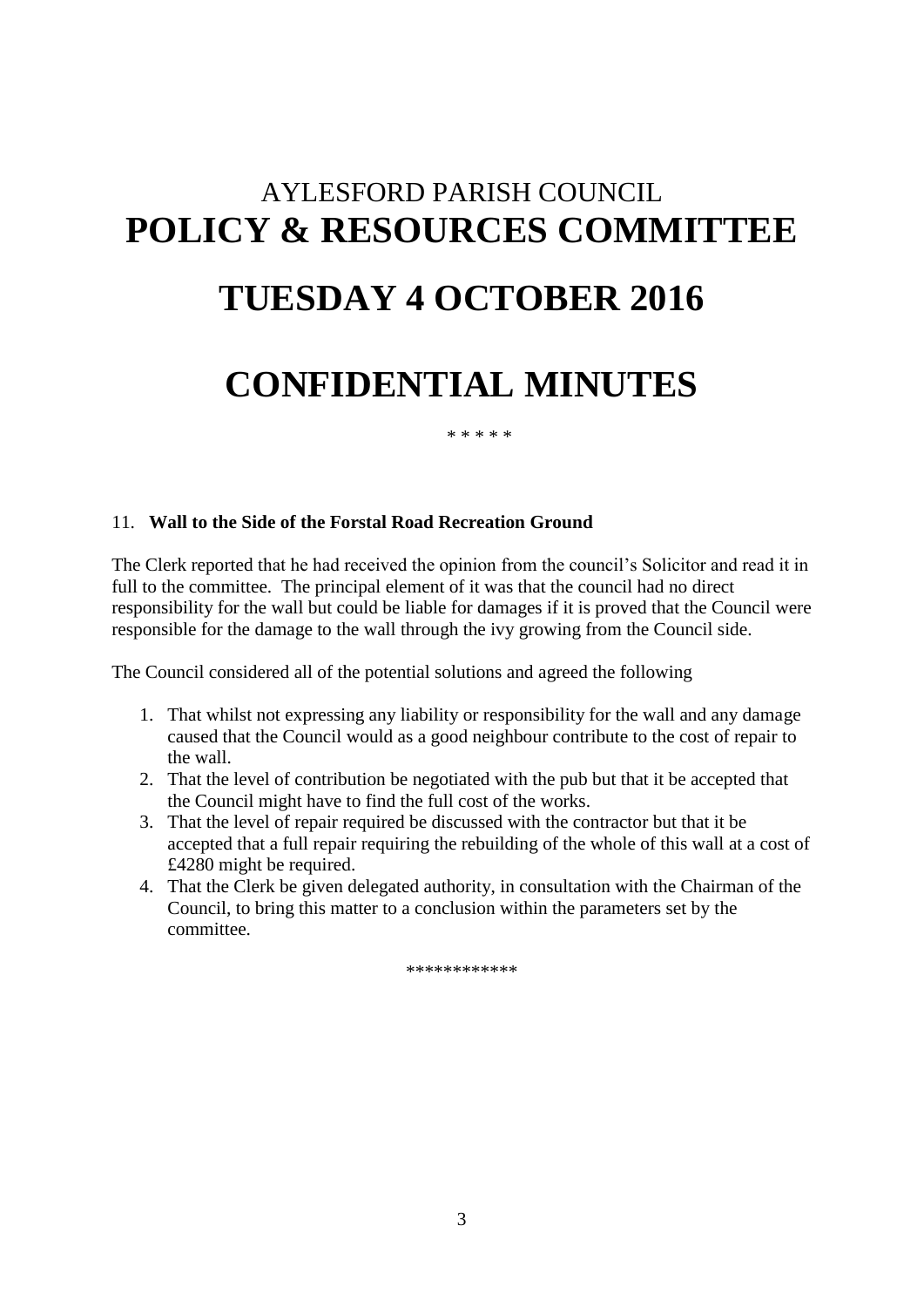# AYLESFORD PARISH COUNCIL
# POLICY & RESOURCES COMMITTEE

# TUESDAY 4 OCTOBER 2016

# CONFIDENTIAL MINUTES

* * * * *

11. **Wall to the Side of the Forstal Road Recreation Ground**

The Clerk reported that he had received the opinion from the council's Solicitor and read it in full to the committee. The principal element of it was that the council had no direct responsibility for the wall but could be liable for damages if it is proved that the Council were responsible for the damage to the wall through the ivy growing from the Council side.

The Council considered all of the potential solutions and agreed the following

1. That whilst not expressing any liability or responsibility for the wall and any damage caused that the Council would as a good neighbour contribute to the cost of repair to the wall.
2. That the level of contribution be negotiated with the pub but that it be accepted that the Council might have to find the full cost of the works.
3. That the level of repair required be discussed with the contractor but that it be accepted that a full repair requiring the rebuilding of the whole of this wall at a cost of £4280 might be required.
4. That the Clerk be given delegated authority, in consultation with the Chairman of the Council, to bring this matter to a conclusion within the parameters set by the committee.

************